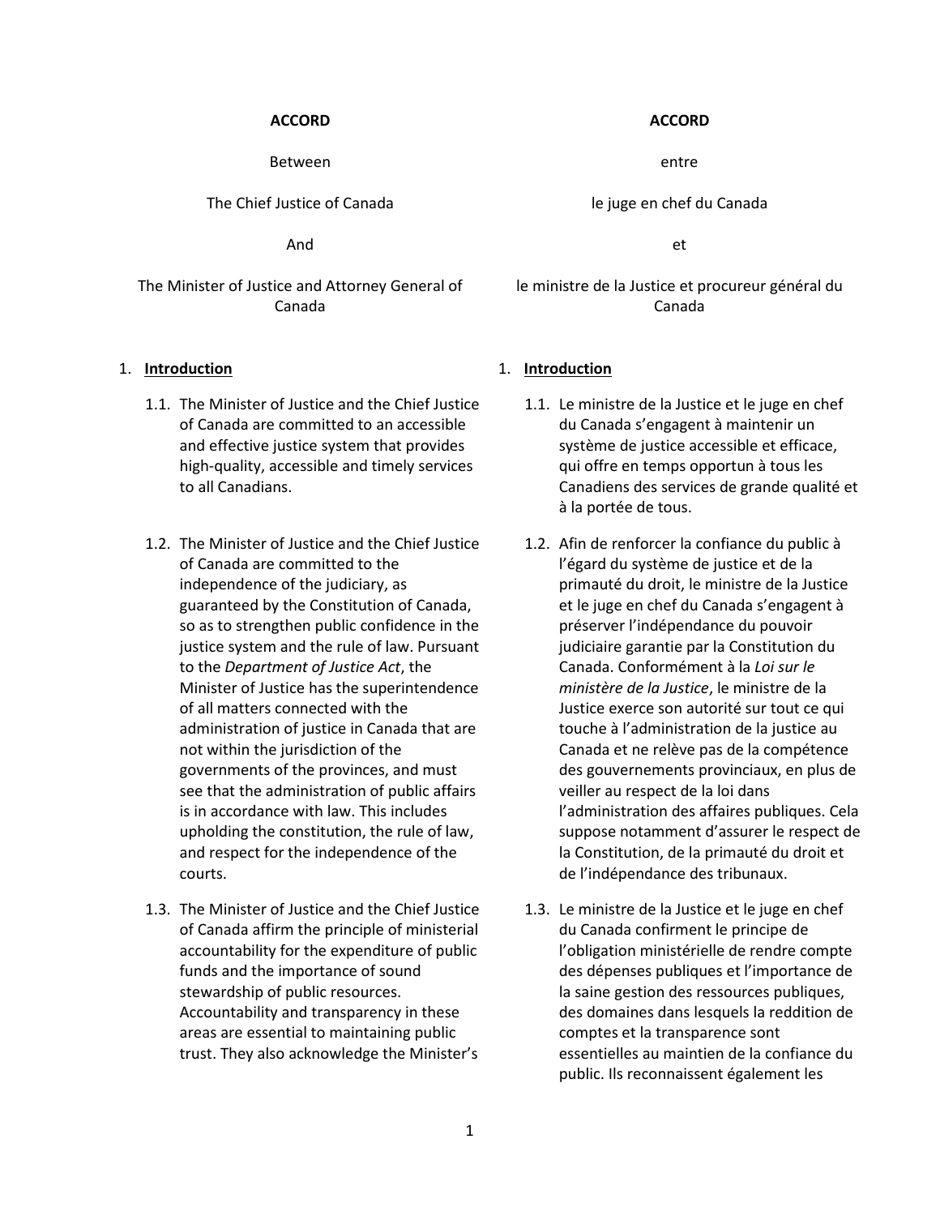**ACCORD**

Between

The Chief Justice of Canada

And

The Minister of Justice and Attorney General of Canada

1. **Introduction**

   1.1. The Minister of Justice and the Chief Justice of Canada are committed to an accessible and effective justice system that provides high-quality, accessible and timely services to all Canadians.

   1.2. The Minister of Justice and the Chief Justice of Canada are committed to the independence of the judiciary, as guaranteed by the Constitution of Canada, so as to strengthen public confidence in the justice system and the rule of law. Pursuant to the *Department of Justice Act*, the Minister of Justice has the superintendence of all matters connected with the administration of justice in Canada that are not within the jurisdiction of the governments of the provinces, and must see that the administration of public affairs is in accordance with law. This includes upholding the constitution, the rule of law, and respect for the independence of the courts.

   1.3. The Minister of Justice and the Chief Justice of Canada affirm the principle of ministerial accountability for the expenditure of public funds and the importance of sound stewardship of public resources. Accountability and transparency in these areas are essential to maintaining public trust. They also acknowledge the Minister's

**ACCORD**

entre

le juge en chef du Canada

et

le ministre de la Justice et procureur général du Canada

1. **Introduction**

   1.1. Le ministre de la Justice et le juge en chef du Canada s'engagent à maintenir un système de justice accessible et efficace, qui offre en temps opportun à tous les Canadiens des services de grande qualité et à la portée de tous.

   1.2. Afin de renforcer la confiance du public à l'égard du système de justice et de la primauté du droit, le ministre de la Justice et le juge en chef du Canada s'engagent à préserver l'indépendance du pouvoir judiciaire garantie par la Constitution du Canada. Conformément à la *Loi sur le ministère de la Justice*, le ministre de la Justice exerce son autorité sur tout ce qui touche à l'administration de la justice au Canada et ne relève pas de la compétence des gouvernements provinciaux, en plus de veiller au respect de la loi dans l'administration des affaires publiques. Cela suppose notamment d'assurer le respect de la Constitution, de la primauté du droit et de l'indépendance des tribunaux.

   1.3. Le ministre de la Justice et le juge en chef du Canada confirment le principe de l'obligation ministérielle de rendre compte des dépenses publiques et l'importance de la saine gestion des ressources publiques, des domaines dans lesquels la reddition de comptes et la transparence sont essentielles au maintien de la confiance du public. Ils reconnaissent également les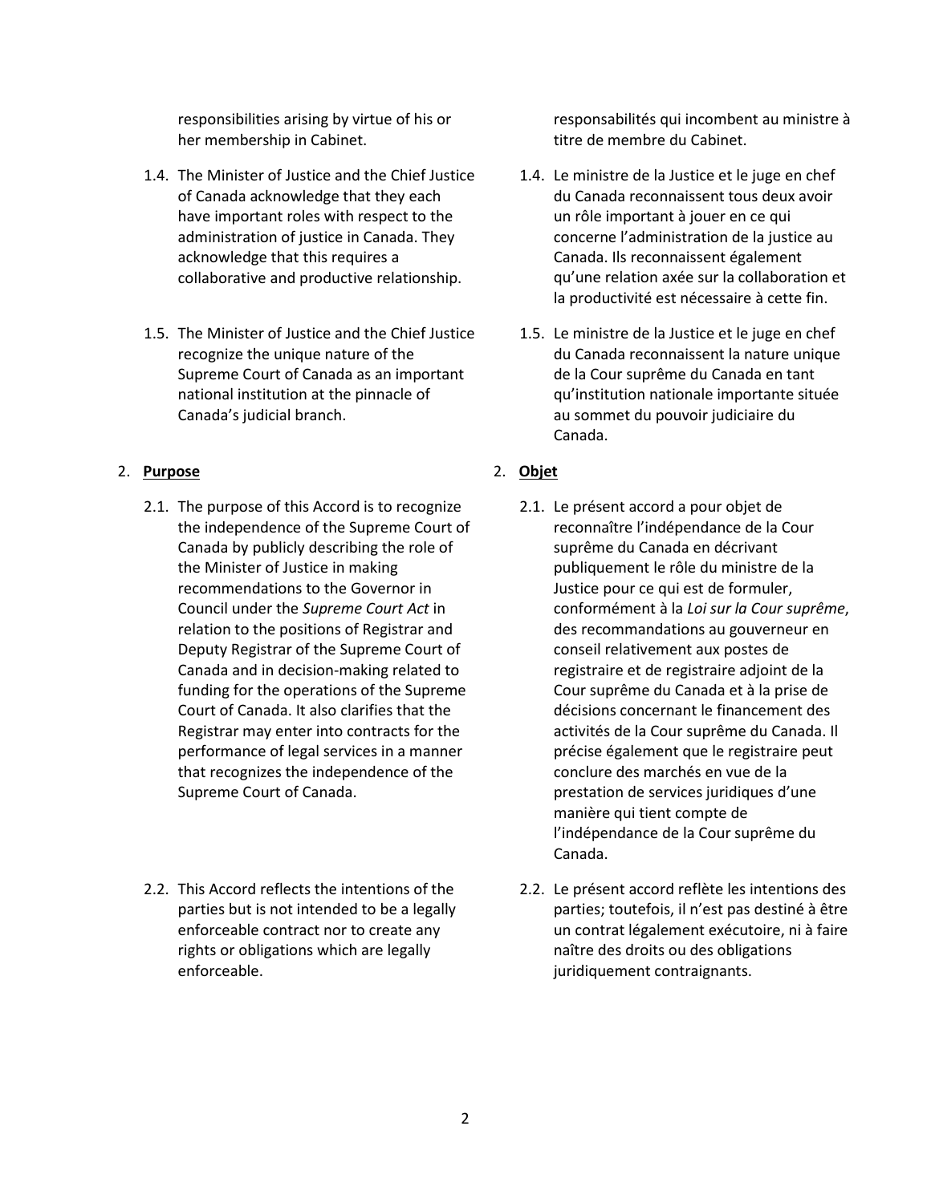responsibilities arising by virtue of his or her membership in Cabinet.

1.4. The Minister of Justice and the Chief Justice of Canada acknowledge that they each have important roles with respect to the administration of justice in Canada. They acknowledge that this requires a collaborative and productive relationship.

1.5. The Minister of Justice and the Chief Justice recognize the unique nature of the Supreme Court of Canada as an important national institution at the pinnacle of Canada's judicial branch.

2. **Purpose**

2.1. The purpose of this Accord is to recognize the independence of the Supreme Court of Canada by publicly describing the role of the Minister of Justice in making recommendations to the Governor in Council under the *Supreme Court Act* in relation to the positions of Registrar and Deputy Registrar of the Supreme Court of Canada and in decision-making related to funding for the operations of the Supreme Court of Canada. It also clarifies that the Registrar may enter into contracts for the performance of legal services in a manner that recognizes the independence of the Supreme Court of Canada.

2.2. This Accord reflects the intentions of the parties but is not intended to be a legally enforceable contract nor to create any rights or obligations which are legally enforceable.

responsabilités qui incombent au ministre à titre de membre du Cabinet.

1.4. Le ministre de la Justice et le juge en chef du Canada reconnaissent tous deux avoir un rôle important à jouer en ce qui concerne l'administration de la justice au Canada. Ils reconnaissent également qu'une relation axée sur la collaboration et la productivité est nécessaire à cette fin.

1.5. Le ministre de la Justice et le juge en chef du Canada reconnaissent la nature unique de la Cour suprême du Canada en tant qu'institution nationale importante située au sommet du pouvoir judiciaire du Canada.

2. **Objet**

2.1. Le présent accord a pour objet de reconnaître l'indépendance de la Cour suprême du Canada en décrivant publiquement le rôle du ministre de la Justice pour ce qui est de formuler, conformément à la *Loi sur la Cour suprême*, des recommandations au gouverneur en conseil relativement aux postes de registraire et de registraire adjoint de la Cour suprême du Canada et à la prise de décisions concernant le financement des activités de la Cour suprême du Canada. Il précise également que le registraire peut conclure des marchés en vue de la prestation de services juridiques d'une manière qui tient compte de l'indépendance de la Cour suprême du Canada.

2.2. Le présent accord reflète les intentions des parties; toutefois, il n'est pas destiné à être un contrat légalement exécutoire, ni à faire naître des droits ou des obligations juridiquement contraignants.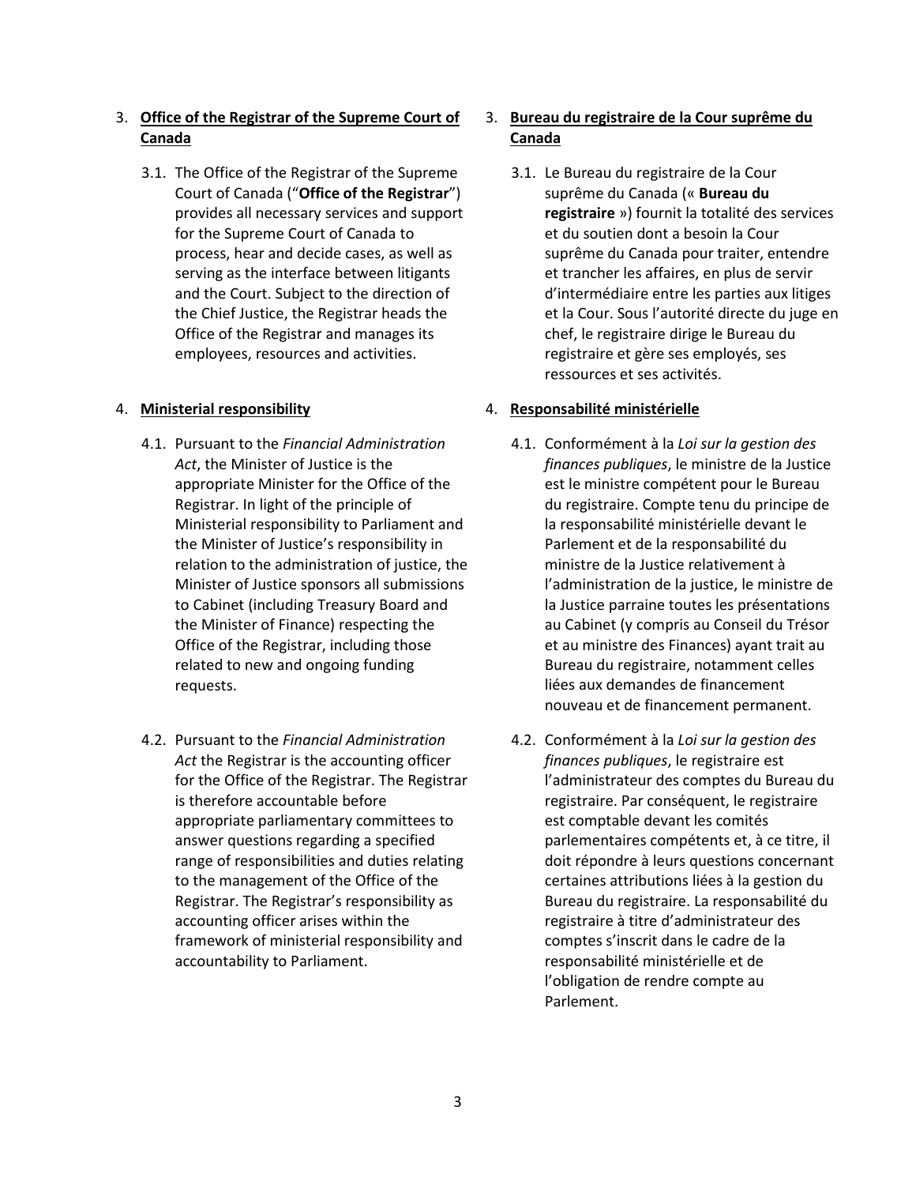3. **Office of the Registrar of the Supreme Court of Canada**

    3.1. The Office of the Registrar of the Supreme Court of Canada ("**Office of the Registrar**") provides all necessary services and support for the Supreme Court of Canada to process, hear and decide cases, as well as serving as the interface between litigants and the Court. Subject to the direction of the Chief Justice, the Registrar heads the Office of the Registrar and manages its employees, resources and activities.

4. **Ministerial responsibility**

    4.1. Pursuant to the *Financial Administration Act*, the Minister of Justice is the appropriate Minister for the Office of the Registrar. In light of the principle of Ministerial responsibility to Parliament and the Minister of Justice's responsibility in relation to the administration of justice, the Minister of Justice sponsors all submissions to Cabinet (including Treasury Board and the Minister of Finance) respecting the Office of the Registrar, including those related to new and ongoing funding requests.

    4.2. Pursuant to the *Financial Administration Act* the Registrar is the accounting officer for the Office of the Registrar. The Registrar is therefore accountable before appropriate parliamentary committees to answer questions regarding a specified range of responsibilities and duties relating to the management of the Office of the Registrar. The Registrar's responsibility as accounting officer arises within the framework of ministerial responsibility and accountability to Parliament.

3. **Bureau du registraire de la Cour suprême du Canada**

    3.1. Le Bureau du registraire de la Cour suprême du Canada (« **Bureau du registraire** ») fournit la totalité des services et du soutien dont a besoin la Cour suprême du Canada pour traiter, entendre et trancher les affaires, en plus de servir d'intermédiaire entre les parties aux litiges et la Cour. Sous l'autorité directe du juge en chef, le registraire dirige le Bureau du registraire et gère ses employés, ses ressources et ses activités.

4. **Responsabilité ministérielle**

    4.1. Conformément à la *Loi sur la gestion des finances publiques*, le ministre de la Justice est le ministre compétent pour le Bureau du registraire. Compte tenu du principe de la responsabilité ministérielle devant le Parlement et de la responsabilité du ministre de la Justice relativement à l'administration de la justice, le ministre de la Justice parraine toutes les présentations au Cabinet (y compris au Conseil du Trésor et au ministre des Finances) ayant trait au Bureau du registraire, notamment celles liées aux demandes de financement nouveau et de financement permanent.

    4.2. Conformément à la *Loi sur la gestion des finances publiques*, le registraire est l'administrateur des comptes du Bureau du registraire. Par conséquent, le registraire est comptable devant les comités parlementaires compétents et, à ce titre, il doit répondre à leurs questions concernant certaines attributions liées à la gestion du Bureau du registraire. La responsabilité du registraire à titre d'administrateur des comptes s'inscrit dans le cadre de la responsabilité ministérielle et de l'obligation de rendre compte au Parlement.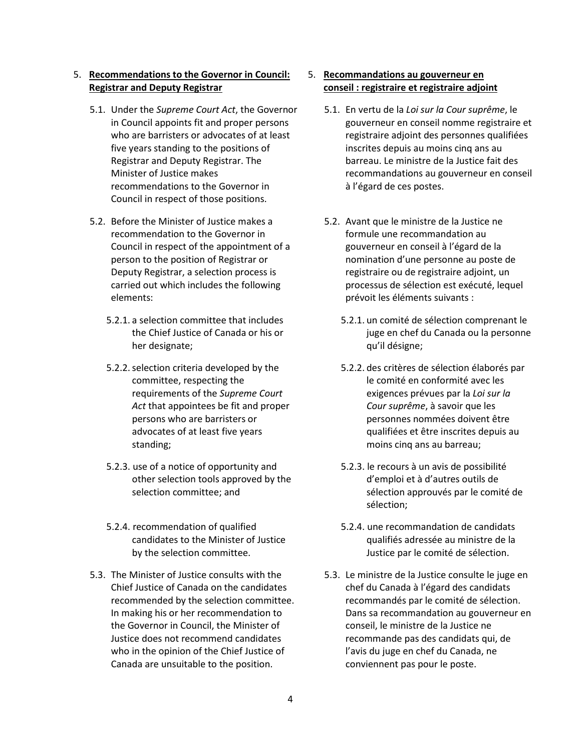5. **<u>Recommendations to the Governor in Council: Registrar and Deputy Registrar</u>**

   5.1. Under the *Supreme Court Act*, the Governor in Council appoints fit and proper persons who are barristers or advocates of at least five years standing to the positions of Registrar and Deputy Registrar. The Minister of Justice makes recommendations to the Governor in Council in respect of those positions.

   5.2. Before the Minister of Justice makes a recommendation to the Governor in Council in respect of the appointment of a person to the position of Registrar or Deputy Registrar, a selection process is carried out which includes the following elements:

      5.2.1. a selection committee that includes the Chief Justice of Canada or his or her designate;

      5.2.2. selection criteria developed by the committee, respecting the requirements of the *Supreme Court Act* that appointees be fit and proper persons who are barristers or advocates of at least five years standing;

      5.2.3. use of a notice of opportunity and other selection tools approved by the selection committee; and

      5.2.4. recommendation of qualified candidates to the Minister of Justice by the selection committee.

   5.3. The Minister of Justice consults with the Chief Justice of Canada on the candidates recommended by the selection committee. In making his or her recommendation to the Governor in Council, the Minister of Justice does not recommend candidates who in the opinion of the Chief Justice of Canada are unsuitable to the position.

5. **<u>Recommandations au gouverneur en conseil : registraire et registraire adjoint</u>**

   5.1. En vertu de la *Loi sur la Cour suprême*, le gouverneur en conseil nomme registraire et registraire adjoint des personnes qualifiées inscrites depuis au moins cinq ans au barreau. Le ministre de la Justice fait des recommandations au gouverneur en conseil à l'égard de ces postes.

   5.2. Avant que le ministre de la Justice ne formule une recommandation au gouverneur en conseil à l'égard de la nomination d'une personne au poste de registraire ou de registraire adjoint, un processus de sélection est exécuté, lequel prévoit les éléments suivants :

      5.2.1. un comité de sélection comprenant le juge en chef du Canada ou la personne qu'il désigne;

      5.2.2. des critères de sélection élaborés par le comité en conformité avec les exigences prévues par la *Loi sur la Cour suprême*, à savoir que les personnes nommées doivent être qualifiées et être inscrites depuis au moins cinq ans au barreau;

      5.2.3. le recours à un avis de possibilité d'emploi et à d'autres outils de sélection approuvés par le comité de sélection;

      5.2.4. une recommandation de candidats qualifiés adressée au ministre de la Justice par le comité de sélection.

   5.3. Le ministre de la Justice consulte le juge en chef du Canada à l'égard des candidats recommandés par le comité de sélection. Dans sa recommandation au gouverneur en conseil, le ministre de la Justice ne recommande pas des candidats qui, de l'avis du juge en chef du Canada, ne conviennent pas pour le poste.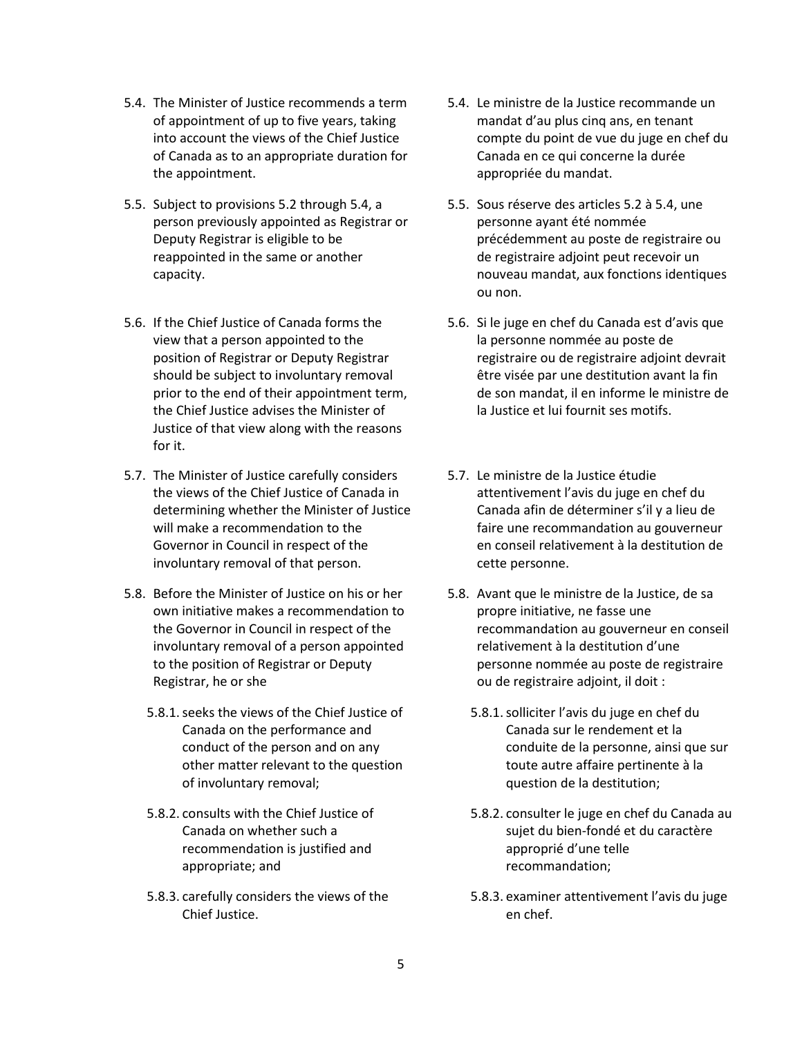5.4. The Minister of Justice recommends a term of appointment of up to five years, taking into account the views of the Chief Justice of Canada as to an appropriate duration for the appointment.

5.5. Subject to provisions 5.2 through 5.4, a person previously appointed as Registrar or Deputy Registrar is eligible to be reappointed in the same or another capacity.

5.6. If the Chief Justice of Canada forms the view that a person appointed to the position of Registrar or Deputy Registrar should be subject to involuntary removal prior to the end of their appointment term, the Chief Justice advises the Minister of Justice of that view along with the reasons for it.

5.7. The Minister of Justice carefully considers the views of the Chief Justice of Canada in determining whether the Minister of Justice will make a recommendation to the Governor in Council in respect of the involuntary removal of that person.

5.8. Before the Minister of Justice on his or her own initiative makes a recommendation to the Governor in Council in respect of the involuntary removal of a person appointed to the position of Registrar or Deputy Registrar, he or she

- 5.8.1. seeks the views of the Chief Justice of Canada on the performance and conduct of the person and on any other matter relevant to the question of involuntary removal;
- 5.8.2. consults with the Chief Justice of Canada on whether such a recommendation is justified and appropriate; and
- 5.8.3. carefully considers the views of the Chief Justice.

5.4. Le ministre de la Justice recommande un mandat d'au plus cinq ans, en tenant compte du point de vue du juge en chef du Canada en ce qui concerne la durée appropriée du mandat.

5.5. Sous réserve des articles 5.2 à 5.4, une personne ayant été nommée précédemment au poste de registraire ou de registraire adjoint peut recevoir un nouveau mandat, aux fonctions identiques ou non.

5.6. Si le juge en chef du Canada est d'avis que la personne nommée au poste de registraire ou de registraire adjoint devrait être visée par une destitution avant la fin de son mandat, il en informe le ministre de la Justice et lui fournit ses motifs.

5.7. Le ministre de la Justice étudie attentivement l'avis du juge en chef du Canada afin de déterminer s'il y a lieu de faire une recommandation au gouverneur en conseil relativement à la destitution de cette personne.

5.8. Avant que le ministre de la Justice, de sa propre initiative, ne fasse une recommandation au gouverneur en conseil relativement à la destitution d'une personne nommée au poste de registraire ou de registraire adjoint, il doit :

- 5.8.1. solliciter l'avis du juge en chef du Canada sur le rendement et la conduite de la personne, ainsi que sur toute autre affaire pertinente à la question de la destitution;
- 5.8.2. consulter le juge en chef du Canada au sujet du bien-fondé et du caractère approprié d'une telle recommandation;
- 5.8.3. examiner attentivement l'avis du juge en chef.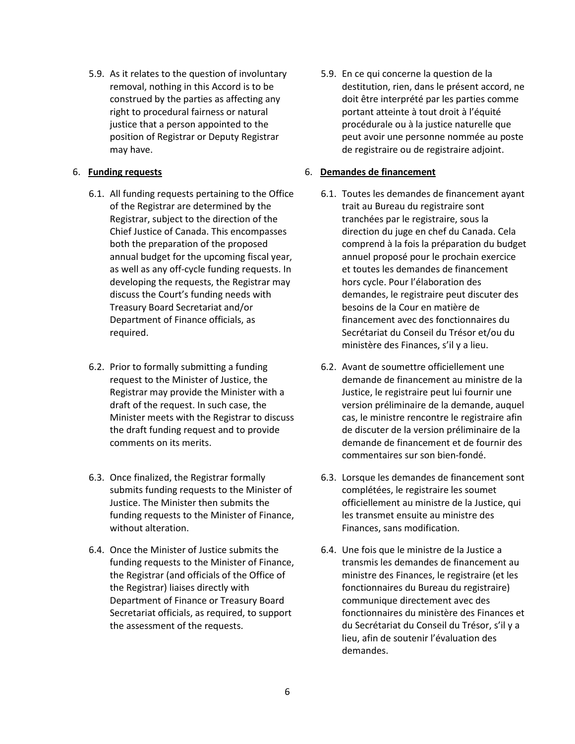5.9. As it relates to the question of involuntary removal, nothing in this Accord is to be construed by the parties as affecting any right to procedural fairness or natural justice that a person appointed to the position of Registrar or Deputy Registrar may have.

6. **Funding requests**

6.1. All funding requests pertaining to the Office of the Registrar are determined by the Registrar, subject to the direction of the Chief Justice of Canada. This encompasses both the preparation of the proposed annual budget for the upcoming fiscal year, as well as any off-cycle funding requests. In developing the requests, the Registrar may discuss the Court's funding needs with Treasury Board Secretariat and/or Department of Finance officials, as required.

6.2. Prior to formally submitting a funding request to the Minister of Justice, the Registrar may provide the Minister with a draft of the request. In such case, the Minister meets with the Registrar to discuss the draft funding request and to provide comments on its merits.

6.3. Once finalized, the Registrar formally submits funding requests to the Minister of Justice. The Minister then submits the funding requests to the Minister of Finance, without alteration.

6.4. Once the Minister of Justice submits the funding requests to the Minister of Finance, the Registrar (and officials of the Office of the Registrar) liaises directly with Department of Finance or Treasury Board Secretariat officials, as required, to support the assessment of the requests.

5.9. En ce qui concerne la question de la destitution, rien, dans le présent accord, ne doit être interprété par les parties comme portant atteinte à tout droit à l'équité procédurale ou à la justice naturelle que peut avoir une personne nommée au poste de registraire ou de registraire adjoint.

6. **Demandes de financement**

6.1. Toutes les demandes de financement ayant trait au Bureau du registraire sont tranchées par le registraire, sous la direction du juge en chef du Canada. Cela comprend à la fois la préparation du budget annuel proposé pour le prochain exercice et toutes les demandes de financement hors cycle. Pour l'élaboration des demandes, le registraire peut discuter des besoins de la Cour en matière de financement avec des fonctionnaires du Secrétariat du Conseil du Trésor et/ou du ministère des Finances, s'il y a lieu.

6.2. Avant de soumettre officiellement une demande de financement au ministre de la Justice, le registraire peut lui fournir une version préliminaire de la demande, auquel cas, le ministre rencontre le registraire afin de discuter de la version préliminaire de la demande de financement et de fournir des commentaires sur son bien-fondé.

6.3. Lorsque les demandes de financement sont complétées, le registraire les soumet officiellement au ministre de la Justice, qui les transmet ensuite au ministre des Finances, sans modification.

6.4. Une fois que le ministre de la Justice a transmis les demandes de financement au ministre des Finances, le registraire (et les fonctionnaires du Bureau du registraire) communique directement avec des fonctionnaires du ministère des Finances et du Secrétariat du Conseil du Trésor, s'il y a lieu, afin de soutenir l'évaluation des demandes.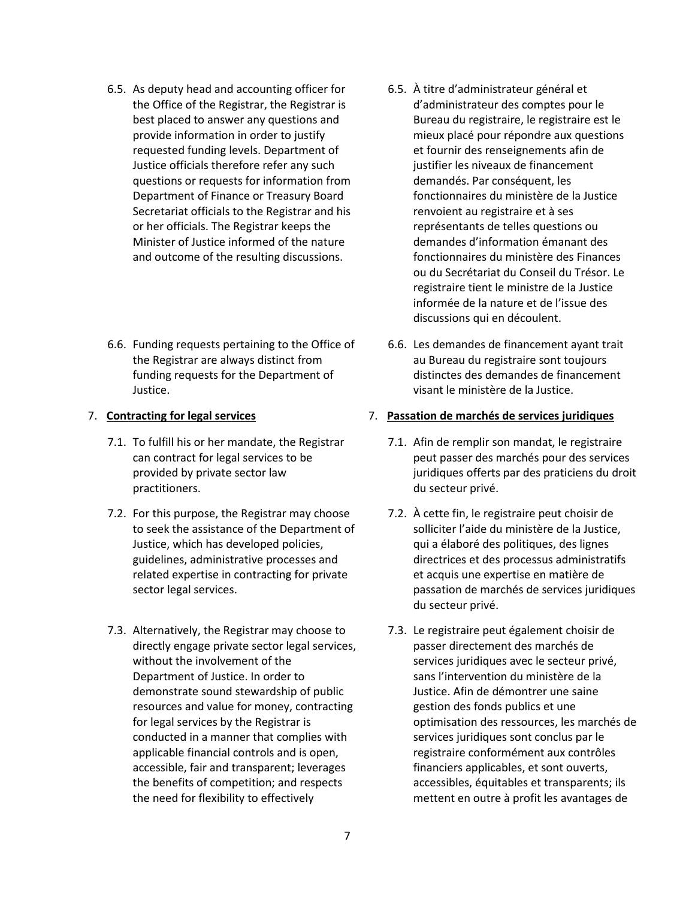6.5. As deputy head and accounting officer for the Office of the Registrar, the Registrar is best placed to answer any questions and provide information in order to justify requested funding levels. Department of Justice officials therefore refer any such questions or requests for information from Department of Finance or Treasury Board Secretariat officials to the Registrar and his or her officials. The Registrar keeps the Minister of Justice informed of the nature and outcome of the resulting discussions.

6.6. Funding requests pertaining to the Office of the Registrar are always distinct from funding requests for the Department of Justice.

7. **Contracting for legal services**

7.1. To fulfill his or her mandate, the Registrar can contract for legal services to be provided by private sector law practitioners.

7.2. For this purpose, the Registrar may choose to seek the assistance of the Department of Justice, which has developed policies, guidelines, administrative processes and related expertise in contracting for private sector legal services.

7.3. Alternatively, the Registrar may choose to directly engage private sector legal services, without the involvement of the Department of Justice. In order to demonstrate sound stewardship of public resources and value for money, contracting for legal services by the Registrar is conducted in a manner that complies with applicable financial controls and is open, accessible, fair and transparent; leverages the benefits of competition; and respects the need for flexibility to effectively

6.5. À titre d'administrateur général et d'administrateur des comptes pour le Bureau du registraire, le registraire est le mieux placé pour répondre aux questions et fournir des renseignements afin de justifier les niveaux de financement demandés. Par conséquent, les fonctionnaires du ministère de la Justice renvoient au registraire et à ses représentants de telles questions ou demandes d'information émanant des fonctionnaires du ministère des Finances ou du Secrétariat du Conseil du Trésor. Le registraire tient le ministre de la Justice informée de la nature et de l'issue des discussions qui en découlent.

6.6. Les demandes de financement ayant trait au Bureau du registraire sont toujours distinctes des demandes de financement visant le ministère de la Justice.

7. **Passation de marchés de services juridiques**

7.1. Afin de remplir son mandat, le registraire peut passer des marchés pour des services juridiques offerts par des praticiens du droit du secteur privé.

7.2. À cette fin, le registraire peut choisir de solliciter l'aide du ministère de la Justice, qui a élaboré des politiques, des lignes directrices et des processus administratifs et acquis une expertise en matière de passation de marchés de services juridiques du secteur privé.

7.3. Le registraire peut également choisir de passer directement des marchés de services juridiques avec le secteur privé, sans l'intervention du ministère de la Justice. Afin de démontrer une saine gestion des fonds publics et une optimisation des ressources, les marchés de services juridiques sont conclus par le registraire conformément aux contrôles financiers applicables, et sont ouverts, accessibles, équitables et transparents; ils mettent en outre à profit les avantages de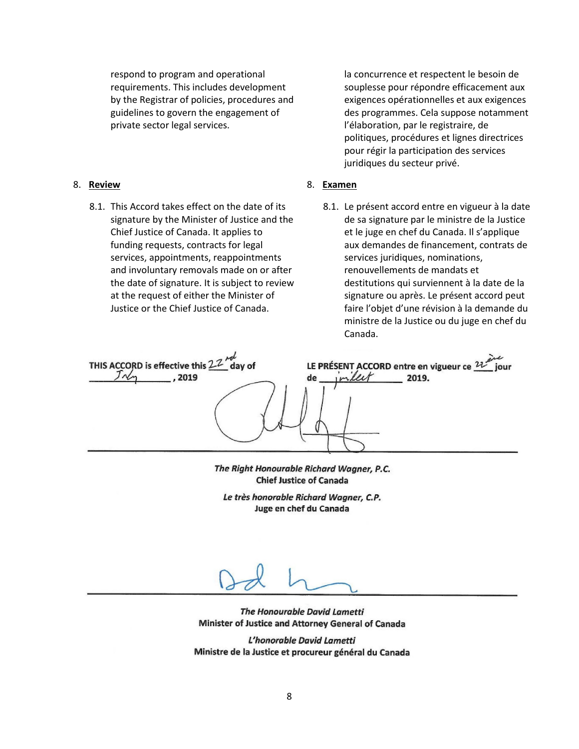respond to program and operational requirements. This includes development by the Registrar of policies, procedures and guidelines to govern the engagement of private sector legal services.

8. **Review**

8.1. This Accord takes effect on the date of its signature by the Minister of Justice and the Chief Justice of Canada. It applies to funding requests, contracts for legal services, appointments, reappointments and involuntary removals made on or after the date of signature. It is subject to review at the request of either the Minister of Justice or the Chief Justice of Canada.

la concurrence et respectent le besoin de souplesse pour répondre efficacement aux exigences opérationnelles et aux exigences des programmes. Cela suppose notamment l'élaboration, par le registraire, de politiques, procédures et lignes directrices pour régir la participation des services juridiques du secteur privé.

8. **Examen**

8.1. Le présent accord entre en vigueur à la date de sa signature par le ministre de la Justice et le juge en chef du Canada. Il s'applique aux demandes de financement, contrats de services juridiques, nominations, renouvellements de mandats et destitutions qui surviennent à la date de la signature ou après. Le présent accord peut faire l'objet d'une révision à la demande du ministre de la Justice ou du juge en chef du Canada.

**THIS ACCORD is effective this** 22nd **day of** July **, 2019**

**LE PRÉSENT ACCORD entre en vigueur ce** 22ème **jour de** juillet **2019.**

*The Right Honourable Richard Wagner, P.C.*
**Chief Justice of Canada**

*Le très honorable Richard Wagner, C.P.*
**Juge en chef du Canada**

*The Honourable David Lametti*
**Minister of Justice and Attorney General of Canada**

*L'honorable David Lametti*
**Ministre de la Justice et procureur général du Canada**